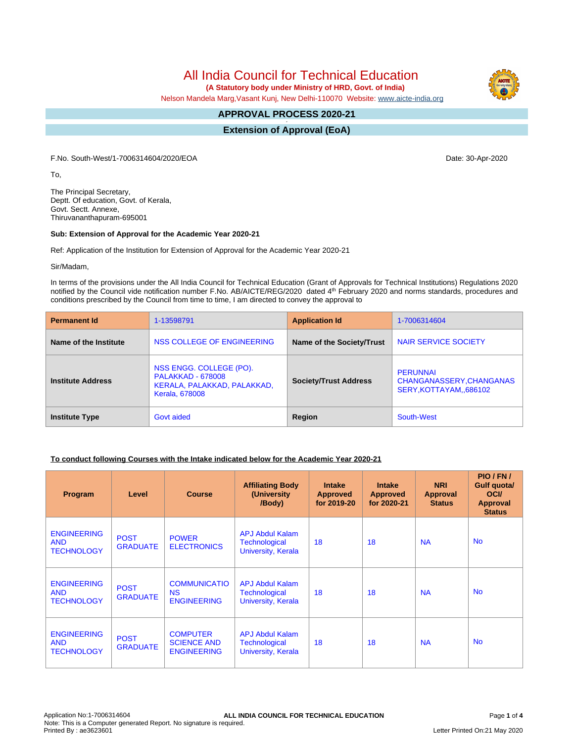# All India Council for Technical Education

**(A Statutory body under Ministry of HRD, Govt. of India)**

Nelson Mandela Marg,Vasant Kunj, New Delhi-110070 Website: www.aicte-india.org

## APPROVAL PROCESS 2020-21

## Extension of Approval (EoA)

F.No. South-West/1-7006314604/2020/EOA

Date: 30-Apr-2020

To,

The Principal Secretary,
Deptt. Of education, Govt. of Kerala,
Govt. Sectt. Annexe,
Thiruvananthapuram-695001

**Sub: Extension of Approval for the Academic Year 2020-21**

Ref: Application of the Institution for Extension of Approval for the Academic Year 2020-21

Sir/Madam,

In terms of the provisions under the All India Council for Technical Education (Grant of Approvals for Technical Institutions) Regulations 2020 notified by the Council vide notification number F.No. AB/AICTE/REG/2020 dated 4th February 2020 and norms standards, procedures and conditions prescribed by the Council from time to time, I am directed to convey the approval to

| **Permanent Id** | 1-13598791 | **Application Id** | 1-7006314604 |
|---|---|---|---|
| **Name of the Institute** | NSS COLLEGE OF ENGINEERING | **Name of the Society/Trust** | NAIR SERVICE SOCIETY |
| **Institute Address** | NSS ENGG. COLLEGE (PO). PALAKKAD - 678008 KERALA, PALAKKAD, PALAKKAD, Kerala, 678008 | **Society/Trust Address** | PERUNNAI CHANGANASSERY,CHANGANASSERY,KOTTAYAM,,686102 |
| **Institute Type** | Govt aided | **Region** | South-West |

**To conduct following Courses with the Intake indicated below for the Academic Year 2020-21**

| Program | Level | Course | Affiliating Body (University /Body) | Intake Approved for 2019-20 | Intake Approved for 2020-21 | NRI Approval Status | PIO / FN / Gulf quota/ OCI/ Approval Status |
|---|---|---|---|---|---|---|---|
| ENGINEERING AND TECHNOLOGY | POST GRADUATE | POWER ELECTRONICS | APJ Abdul Kalam Technological University, Kerala | 18 | 18 | NA | No |
| ENGINEERING AND TECHNOLOGY | POST GRADUATE | COMMUNICATIONS ENGINEERING | APJ Abdul Kalam Technological University, Kerala | 18 | 18 | NA | No |
| ENGINEERING AND TECHNOLOGY | POST GRADUATE | COMPUTER SCIENCE AND ENGINEERING | APJ Abdul Kalam Technological University, Kerala | 18 | 18 | NA | No |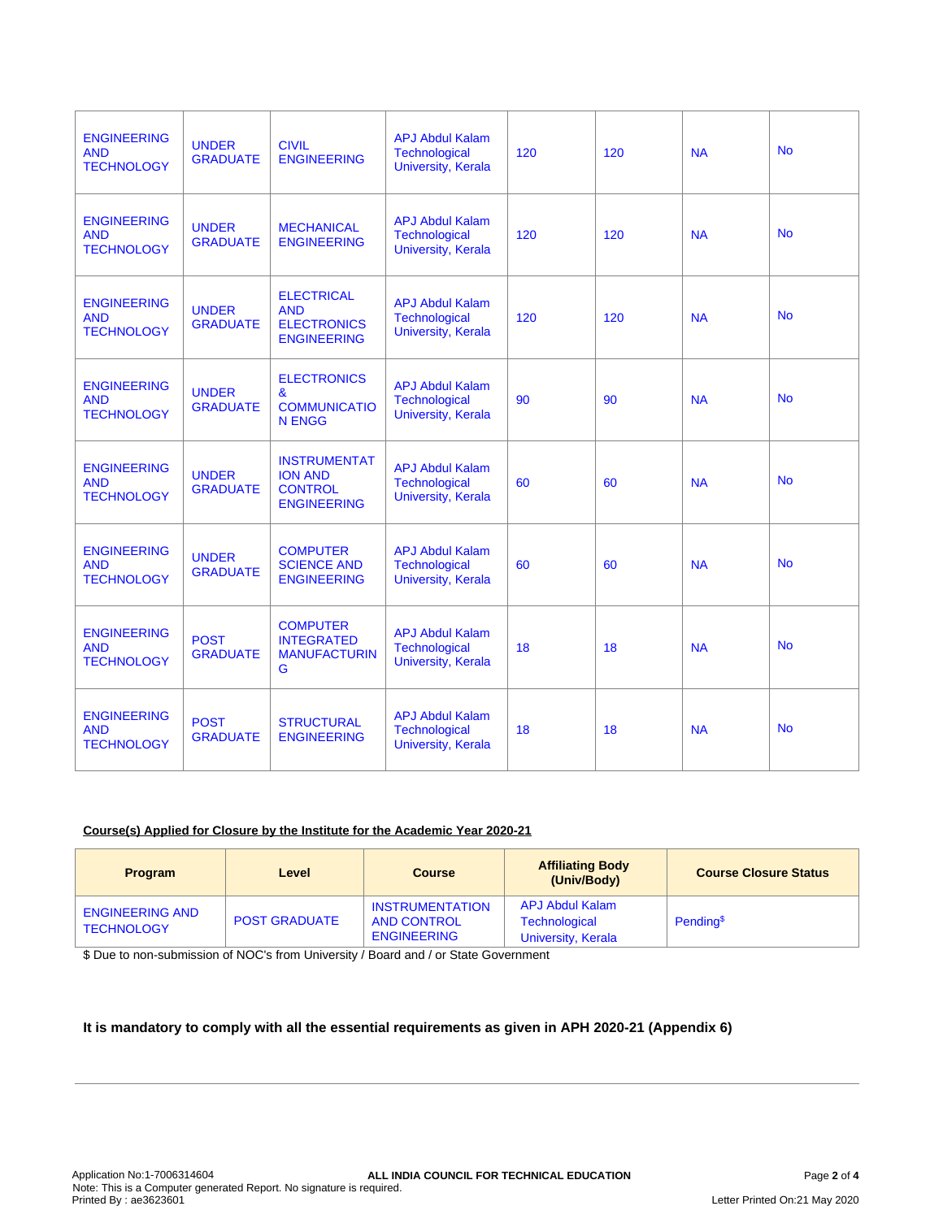| | | | | | | | |
|---|---|---|---|---|---|---|---|
| ENGINEERING AND TECHNOLOGY | UNDER GRADUATE | CIVIL ENGINEERING | APJ Abdul Kalam Technological University, Kerala | 120 | 120 | NA | No |
| ENGINEERING AND TECHNOLOGY | UNDER GRADUATE | MECHANICAL ENGINEERING | APJ Abdul Kalam Technological University, Kerala | 120 | 120 | NA | No |
| ENGINEERING AND TECHNOLOGY | UNDER GRADUATE | ELECTRICAL AND ELECTRONICS ENGINEERING | APJ Abdul Kalam Technological University, Kerala | 120 | 120 | NA | No |
| ENGINEERING AND TECHNOLOGY | UNDER GRADUATE | ELECTRONICS & COMMUNICATION ENGG | APJ Abdul Kalam Technological University, Kerala | 90 | 90 | NA | No |
| ENGINEERING AND TECHNOLOGY | UNDER GRADUATE | INSTRUMENTATION AND CONTROL ENGINEERING | APJ Abdul Kalam Technological University, Kerala | 60 | 60 | NA | No |
| ENGINEERING AND TECHNOLOGY | UNDER GRADUATE | COMPUTER SCIENCE AND ENGINEERING | APJ Abdul Kalam Technological University, Kerala | 60 | 60 | NA | No |
| ENGINEERING AND TECHNOLOGY | POST GRADUATE | COMPUTER INTEGRATED MANUFACTURING | APJ Abdul Kalam Technological University, Kerala | 18 | 18 | NA | No |
| ENGINEERING AND TECHNOLOGY | POST GRADUATE | STRUCTURAL ENGINEERING | APJ Abdul Kalam Technological University, Kerala | 18 | 18 | NA | No |

**Course(s) Applied for Closure by the Institute for the Academic Year 2020-21**

| Program | Level | Course | Affiliating Body (Univ/Body) | Course Closure Status |
|---|---|---|---|---|
| ENGINEERING AND TECHNOLOGY | POST GRADUATE | INSTRUMENTATION AND CONTROL ENGINEERING | APJ Abdul Kalam Technological University, Kerala | Pending$ |

$ Due to non-submission of NOC's from University / Board and / or State Government

**It is mandatory to comply with all the essential requirements as given in APH 2020-21 (Appendix 6)**

Application No:1-7006314604
Note: This is a Computer generated Report. No signature is required.
Printed By : ae3623601

ALL INDIA COUNCIL FOR TECHNICAL EDUCATION

Letter Printed On:21 May 2020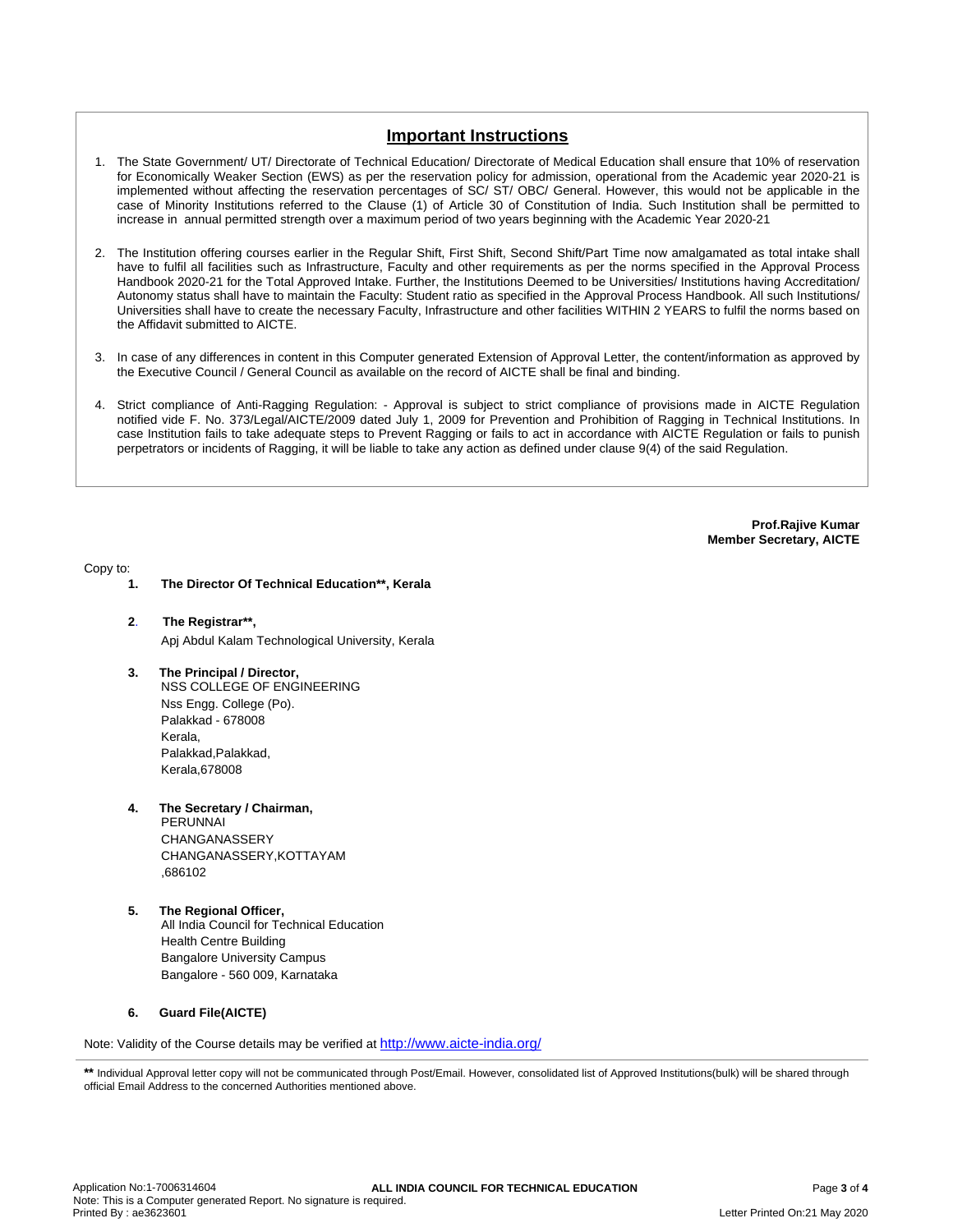## Important Instructions

1. The State Government/ UT/ Directorate of Technical Education/ Directorate of Medical Education shall ensure that 10% of reservation for Economically Weaker Section (EWS) as per the reservation policy for admission, operational from the Academic year 2020-21 is implemented without affecting the reservation percentages of SC/ ST/ OBC/ General. However, this would not be applicable in the case of Minority Institutions referred to the Clause (1) of Article 30 of Constitution of India. Such Institution shall be permitted to increase in annual permitted strength over a maximum period of two years beginning with the Academic Year 2020-21

2. The Institution offering courses earlier in the Regular Shift, First Shift, Second Shift/Part Time now amalgamated as total intake shall have to fulfil all facilities such as Infrastructure, Faculty and other requirements as per the norms specified in the Approval Process Handbook 2020-21 for the Total Approved Intake. Further, the Institutions Deemed to be Universities/ Institutions having Accreditation/ Autonomy status shall have to maintain the Faculty: Student ratio as specified in the Approval Process Handbook. All such Institutions/ Universities shall have to create the necessary Faculty, Infrastructure and other facilities WITHIN 2 YEARS to fulfil the norms based on the Affidavit submitted to AICTE.

3. In case of any differences in content in this Computer generated Extension of Approval Letter, the content/information as approved by the Executive Council / General Council as available on the record of AICTE shall be final and binding.

4. Strict compliance of Anti-Ragging Regulation: - Approval is subject to strict compliance of provisions made in AICTE Regulation notified vide F. No. 373/Legal/AICTE/2009 dated July 1, 2009 for Prevention and Prohibition of Ragging in Technical Institutions. In case Institution fails to take adequate steps to Prevent Ragging or fails to act in accordance with AICTE Regulation or fails to punish perpetrators or incidents of Ragging, it will be liable to take any action as defined under clause 9(4) of the said Regulation.

**Prof.Rajive Kumar**
**Member Secretary, AICTE**

Copy to:

1. **The Director Of Technical Education\*\*, Kerala**

2. **The Registrar\*\*,**
   Apj Abdul Kalam Technological University, Kerala

3. **The Principal / Director,**
   NSS COLLEGE OF ENGINEERING
   Nss Engg. College (Po).
   Palakkad - 678008
   Kerala,
   Palakkad,Palakkad,
   Kerala,678008

4. **The Secretary / Chairman,**
   PERUNNAI
   CHANGANASSERY
   CHANGANASSERY,KOTTAYAM
   ,686102

5. **The Regional Officer,**
   All India Council for Technical Education
   Health Centre Building
   Bangalore University Campus
   Bangalore - 560 009, Karnataka

6. **Guard File(AICTE)**

Note: Validity of the Course details may be verified at http://www.aicte-india.org/

**\*\*** Individual Approval letter copy will not be communicated through Post/Email. However, consolidated list of Approved Institutions(bulk) will be shared through official Email Address to the concerned Authorities mentioned above.

Application No:1-7006314604
**ALL INDIA COUNCIL FOR TECHNICAL EDUCATION**
Note: This is a Computer generated Report. No signature is required.
Printed By : ae3623601
Letter Printed On:21 May 2020